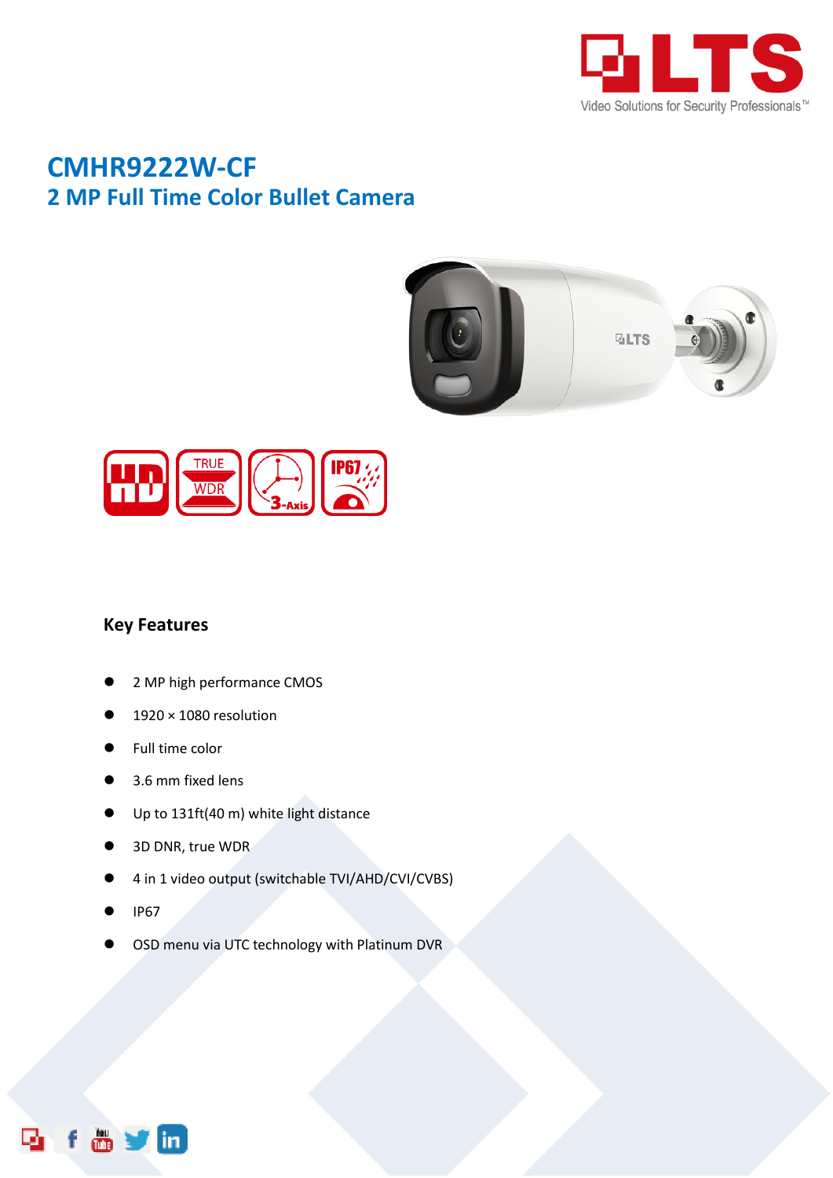# CMHR9222W-CF
## 2 MP Full Time Color Bullet Camera

### Key Features

- 2 MP high performance CMOS
- 1920 × 1080 resolution
- Full time color
- 3.6 mm fixed lens
- Up to 131ft(40 m) white light distance
- 3D DNR, true WDR
- 4 in 1 video output (switchable TVI/AHD/CVI/CVBS)
- IP67
- OSD menu via UTC technology with Platinum DVR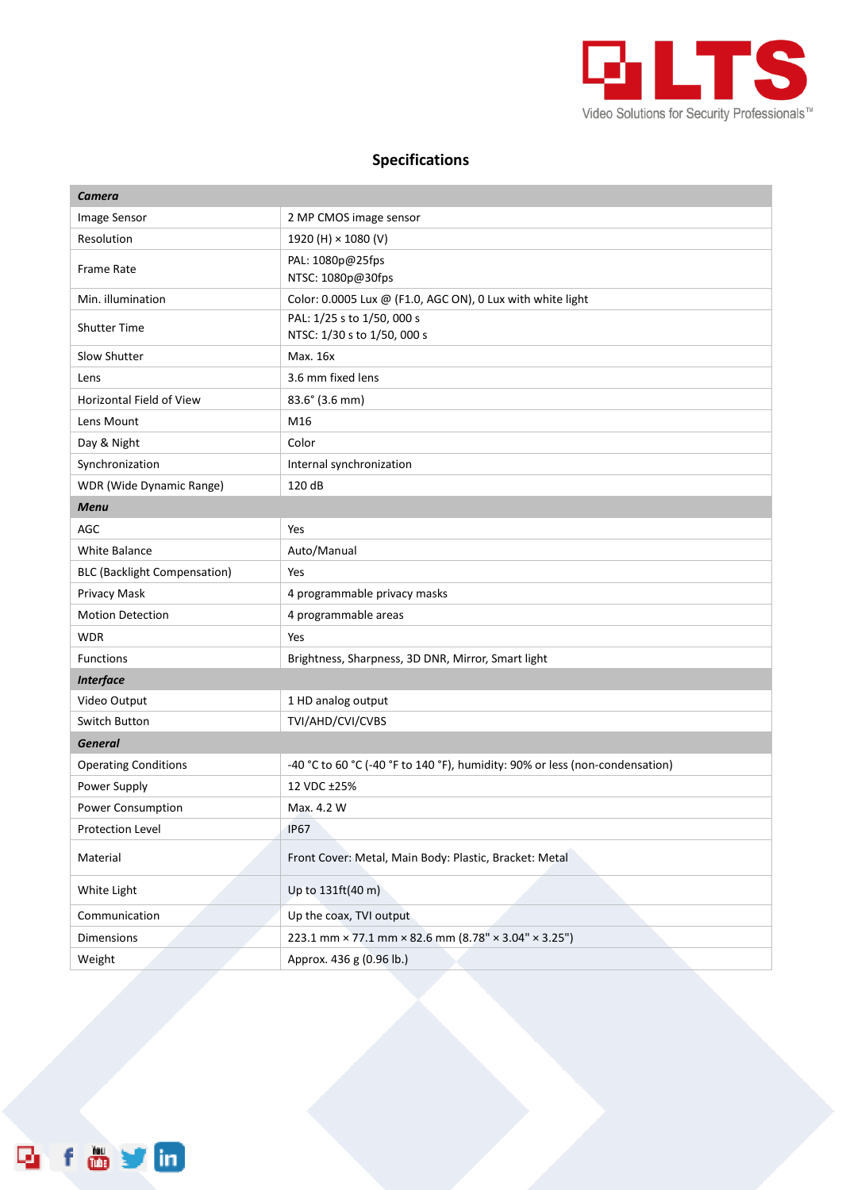## Specifications

| ***Camera*** | |
|---|---|
| Image Sensor | 2 MP CMOS image sensor |
| Resolution | 1920 (H) × 1080 (V) |
| Frame Rate | PAL: 1080p@25fps<br>NTSC: 1080p@30fps |
| Min. illumination | Color: 0.0005 Lux @ (F1.0, AGC ON), 0 Lux with white light |
| Shutter Time | PAL: 1/25 s to 1/50, 000 s<br>NTSC: 1/30 s to 1/50, 000 s |
| Slow Shutter | Max. 16x |
| Lens | 3.6 mm fixed lens |
| Horizontal Field of View | 83.6° (3.6 mm) |
| Lens Mount | M16 |
| Day & Night | Color |
| Synchronization | Internal synchronization |
| WDR (Wide Dynamic Range) | 120 dB |
| ***Menu*** | |
| AGC | Yes |
| White Balance | Auto/Manual |
| BLC (Backlight Compensation) | Yes |
| Privacy Mask | 4 programmable privacy masks |
| Motion Detection | 4 programmable areas |
| WDR | Yes |
| Functions | Brightness, Sharpness, 3D DNR, Mirror, Smart light |
| ***Interface*** | |
| Video Output | 1 HD analog output |
| Switch Button | TVI/AHD/CVI/CVBS |
| ***General*** | |
| Operating Conditions | -40 °C to 60 °C (-40 °F to 140 °F), humidity: 90% or less (non-condensation) |
| Power Supply | 12 VDC ±25% |
| Power Consumption | Max. 4.2 W |
| Protection Level | IP67 |
| Material | Front Cover: Metal, Main Body: Plastic, Bracket: Metal |
| White Light | Up to 131ft(40 m) |
| Communication | Up the coax, TVI output |
| Dimensions | 223.1 mm × 77.1 mm × 82.6 mm (8.78" × 3.04" × 3.25") |
| Weight | Approx. 436 g (0.96 lb.) |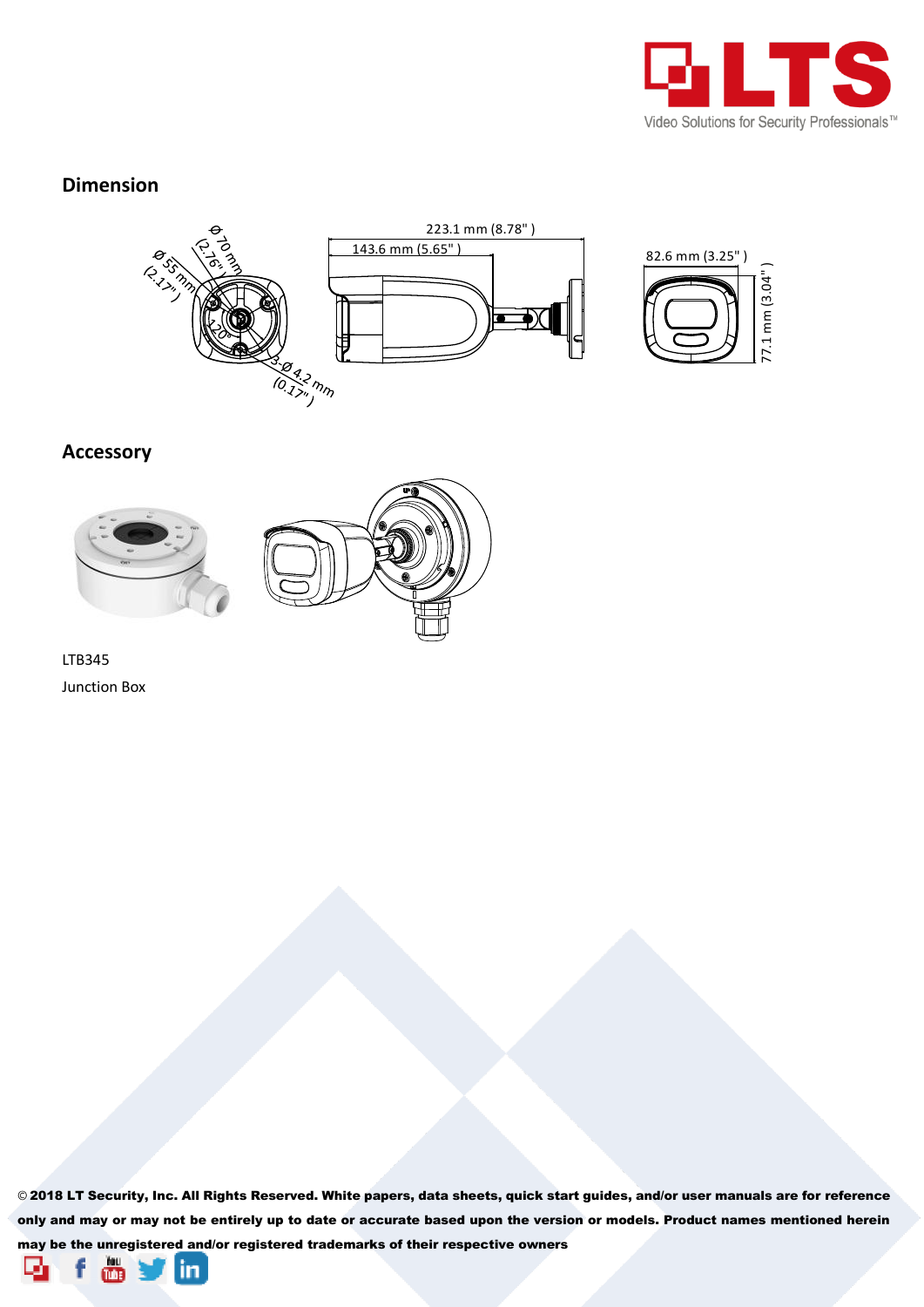## Dimension

Ø 70 mm (2.76")
Ø 55 mm (2.17")
120°
3-Ø 4.2 mm (0.17")

223.1 mm (8.78" )
143.6 mm (5.65" )

82.6 mm (3.25" )
77.1 mm (3.04" )

## Accessory

LTB345

Junction Box

© 2018 LT Security, Inc. All Rights Reserved. White papers, data sheets, quick start guides, and/or user manuals are for reference only and may or may not be entirely up to date or accurate based upon the version or models. Product names mentioned herein may be the unregistered and/or registered trademarks of their respective owners